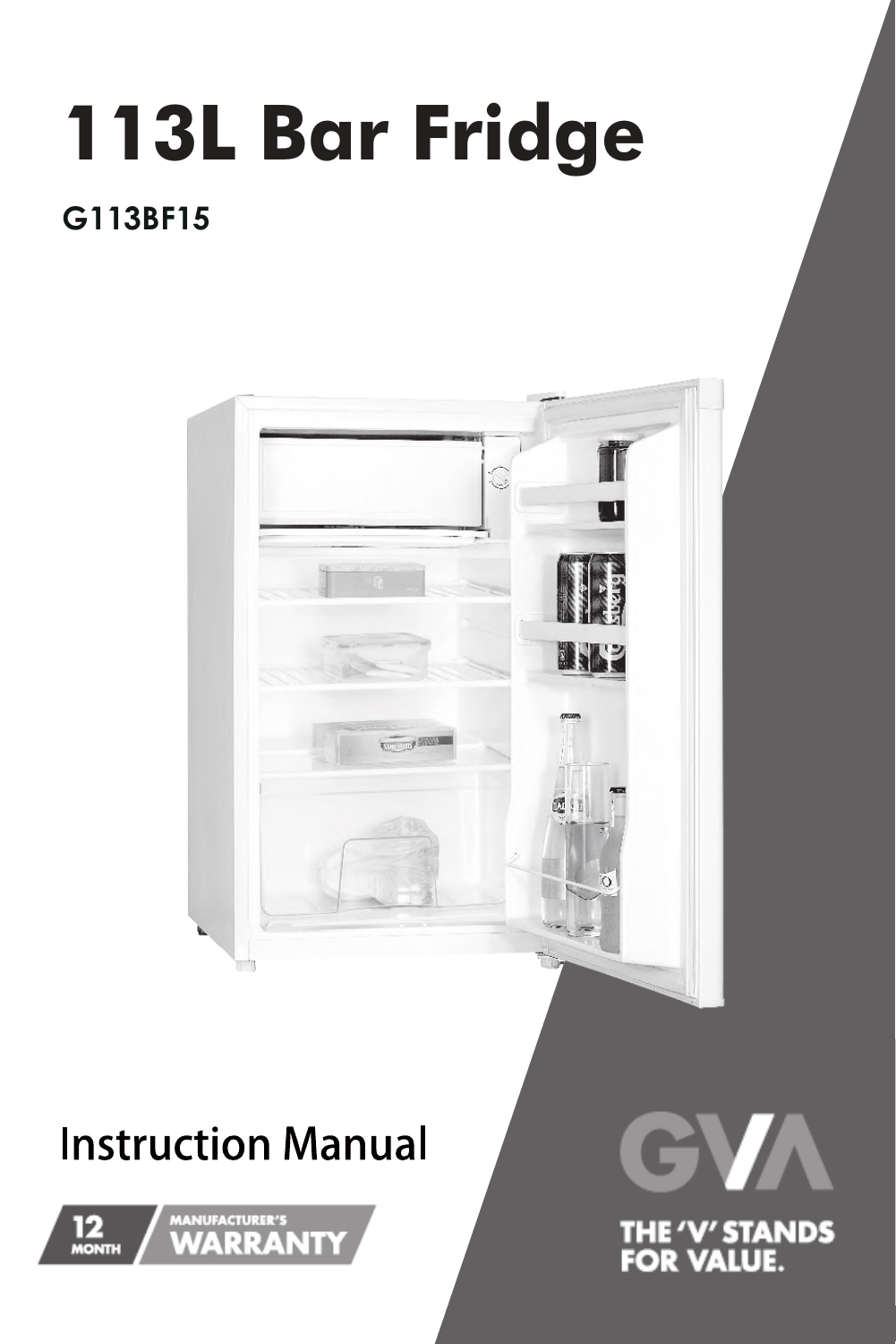# 113L Bar Fridge

**G113BF15**

Instruction Manual

12 MONTH MANUFACTURER'S WARRANTY

GVA

THE 'V' STANDS FOR VALUE.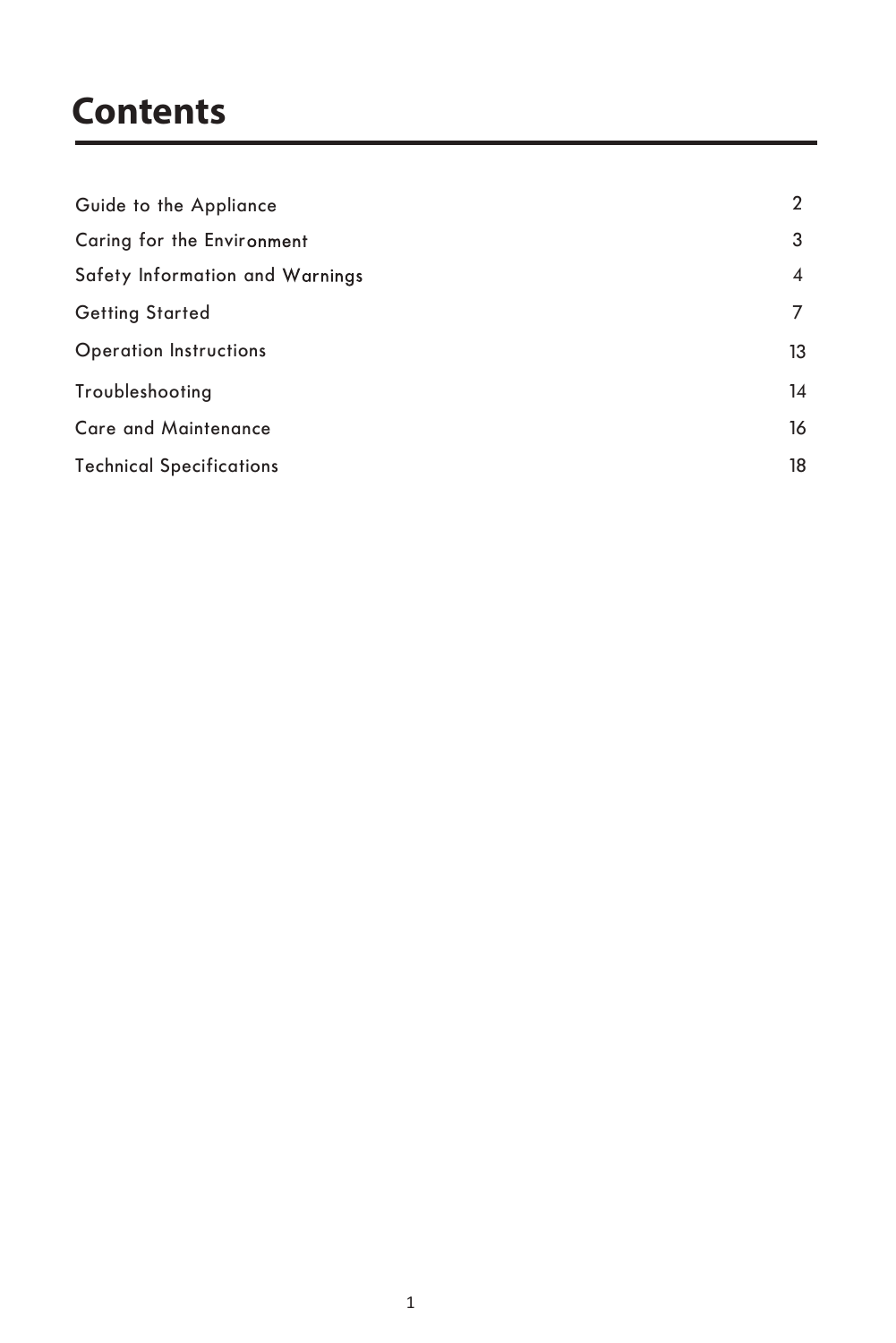# Contents

| | |
|---|---|
| Guide to the Appliance | 2 |
| Caring for the Environment | 3 |
| Safety Information and Warnings | 4 |
| Getting Started | 7 |
| Operation Instructions | 13 |
| Troubleshooting | 14 |
| Care and Maintenance | 16 |
| Technical Specifications | 18 |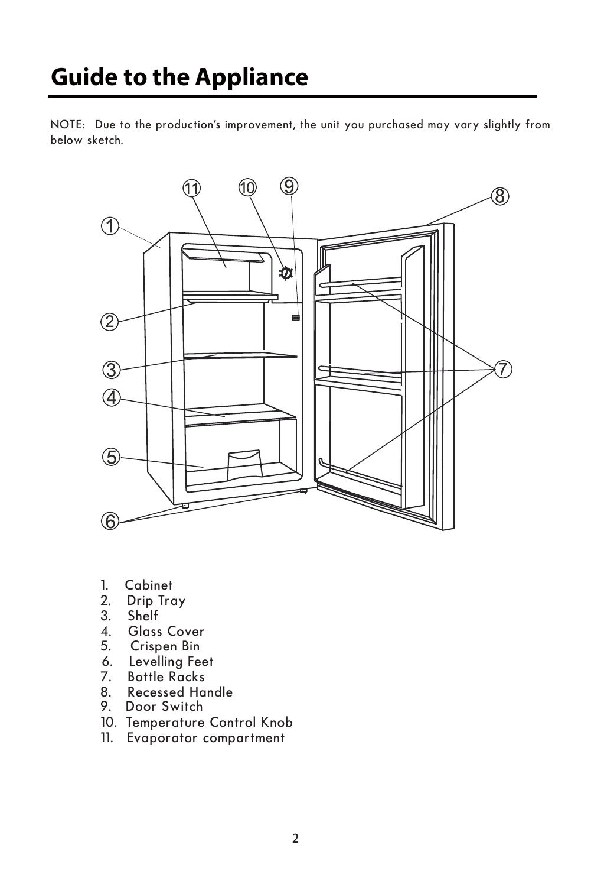# Guide to the Appliance

NOTE: Due to the production's improvement, the unit you purchased may vary slightly from below sketch.

1. Cabinet
2. Drip Tray
3. Shelf
4. Glass Cover
5. Crispen Bin
6. Levelling Feet
7. Bottle Racks
8. Recessed Handle
9. Door Switch
10. Temperature Control Knob
11. Evaporator compartment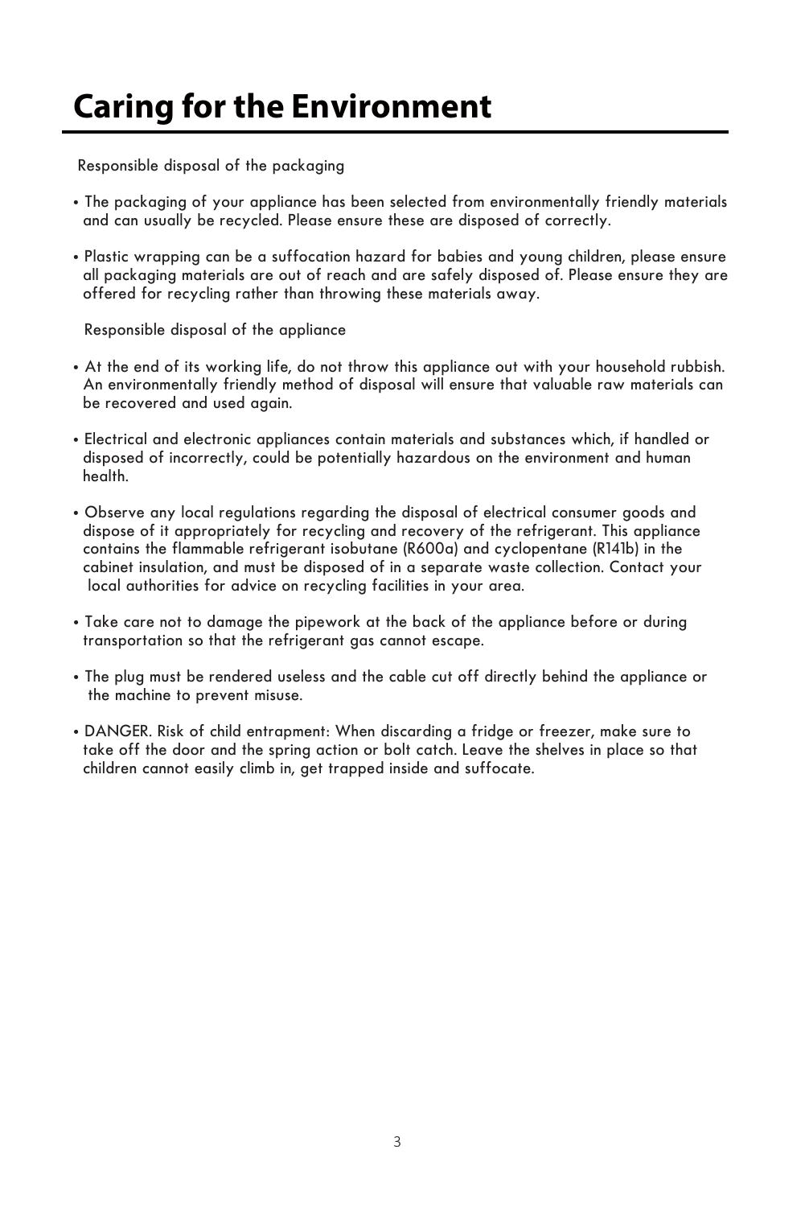# Caring for the Environment

Responsible disposal of the packaging

- The packaging of your appliance has been selected from environmentally friendly materials and can usually be recycled. Please ensure these are disposed of correctly.
- Plastic wrapping can be a suffocation hazard for babies and young children, please ensure all packaging materials are out of reach and are safely disposed of. Please ensure they are offered for recycling rather than throwing these materials away.

Responsible disposal of the appliance

- At the end of its working life, do not throw this appliance out with your household rubbish. An environmentally friendly method of disposal will ensure that valuable raw materials can be recovered and used again.
- Electrical and electronic appliances contain materials and substances which, if handled or disposed of incorrectly, could be potentially hazardous on the environment and human health.
- Observe any local regulations regarding the disposal of electrical consumer goods and dispose of it appropriately for recycling and recovery of the refrigerant. This appliance contains the flammable refrigerant isobutane (R600a) and cyclopentane (R141b) in the cabinet insulation, and must be disposed of in a separate waste collection. Contact your local authorities for advice on recycling facilities in your area.
- Take care not to damage the pipework at the back of the appliance before or during transportation so that the refrigerant gas cannot escape.
- The plug must be rendered useless and the cable cut off directly behind the appliance or the machine to prevent misuse.
- DANGER. Risk of child entrapment: When discarding a fridge or freezer, make sure to take off the door and the spring action or bolt catch. Leave the shelves in place so that children cannot easily climb in, get trapped inside and suffocate.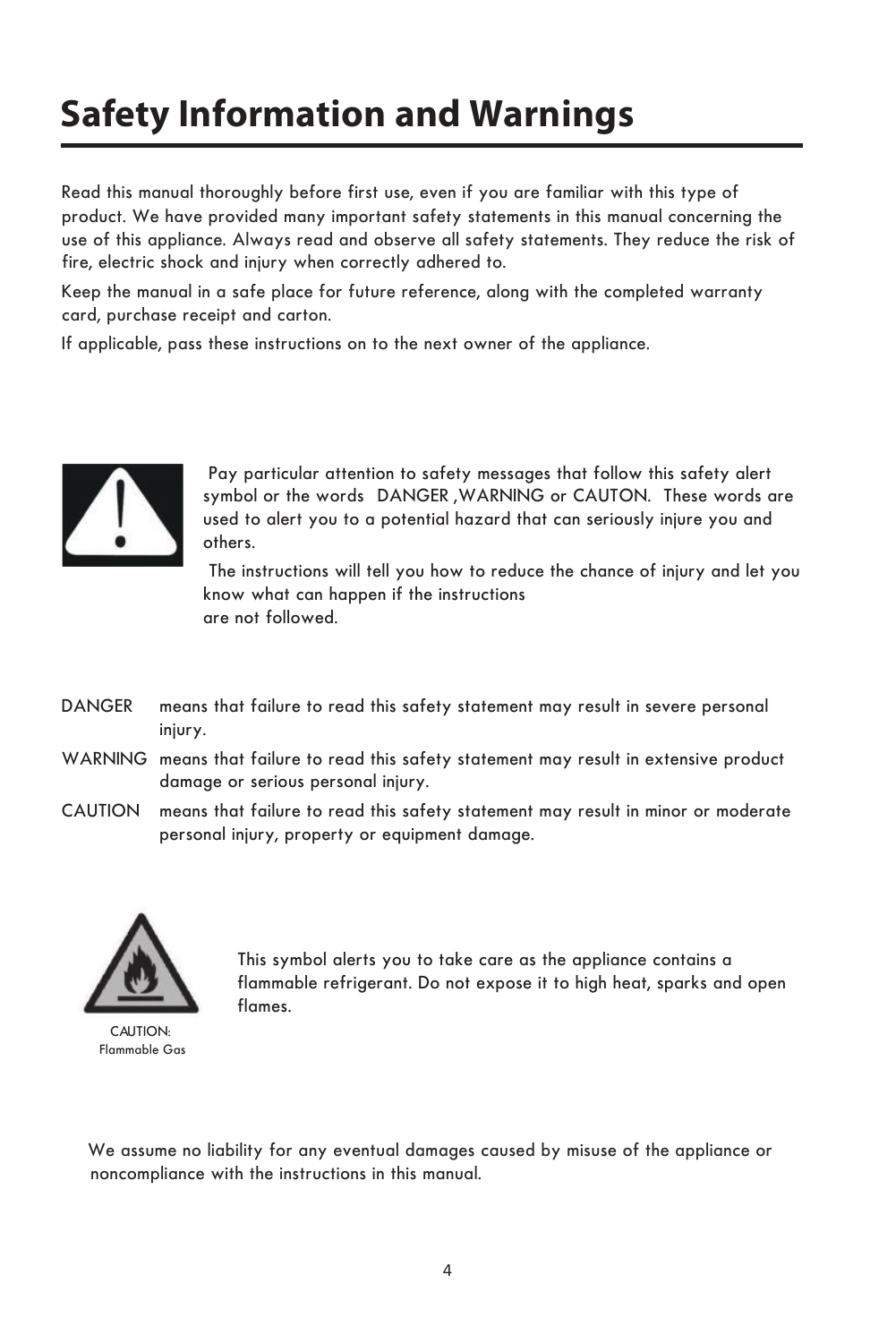# Safety Information and Warnings

Read this manual thoroughly before first use, even if you are familiar with this type of product. We have provided many important safety statements in this manual concerning the use of this appliance. Always read and observe all safety statements. They reduce the risk of fire, electric shock and injury when correctly adhered to.

Keep the manual in a safe place for future reference, along with the completed warranty card, purchase receipt and carton.

If applicable, pass these instructions on to the next owner of the appliance.

Pay particular attention to safety messages that follow this safety alert symbol or the words DANGER ,WARNING or CAUTON. These words are used to alert you to a potential hazard that can seriously injure you and others.

The instructions will tell you how to reduce the chance of injury and let you know what can happen if the instructions are not followed.

DANGER means that failure to read this safety statement may result in severe personal injury.

WARNING means that failure to read this safety statement may result in extensive product damage or serious personal injury.

CAUTION means that failure to read this safety statement may result in minor or moderate personal injury, property or equipment damage.

CAUTION: Flammable Gas

This symbol alerts you to take care as the appliance contains a flammable refrigerant. Do not expose it to high heat, sparks and open flames.

We assume no liability for any eventual damages caused by misuse of the appliance or noncompliance with the instructions in this manual.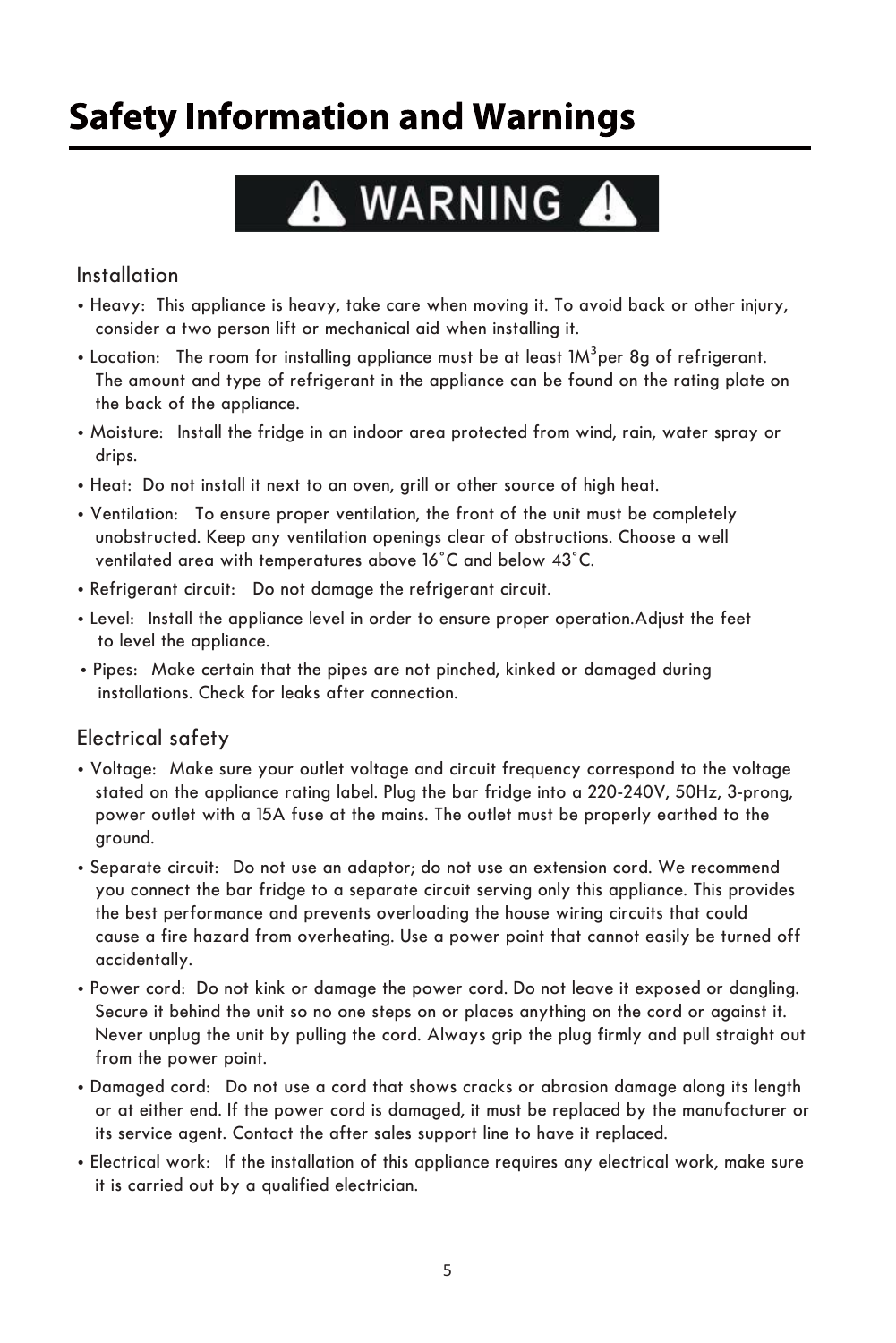# Safety Information and Warnings

**⚠ WARNING ⚠**

## Installation

- Heavy: This appliance is heavy, take care when moving it. To avoid back or other injury, consider a two person lift or mechanical aid when installing it.
- Location: The room for installing appliance must be at least $1M^3$ per 8g of refrigerant. The amount and type of refrigerant in the appliance can be found on the rating plate on the back of the appliance.
- Moisture: Install the fridge in an indoor area protected from wind, rain, water spray or drips.
- Heat: Do not install it next to an oven, grill or other source of high heat.
- Ventilation: To ensure proper ventilation, the front of the unit must be completely unobstructed. Keep any ventilation openings clear of obstructions. Choose a well ventilated area with temperatures above 16˚C and below 43˚C.
- Refrigerant circuit: Do not damage the refrigerant circuit.
- Level: Install the appliance level in order to ensure proper operation.Adjust the feet to level the appliance.
- Pipes: Make certain that the pipes are not pinched, kinked or damaged during installations. Check for leaks after connection.

## Electrical safety

- Voltage: Make sure your outlet voltage and circuit frequency correspond to the voltage stated on the appliance rating label. Plug the bar fridge into a 220-240V, 50Hz, 3-prong, power outlet with a 15A fuse at the mains. The outlet must be properly earthed to the ground.
- Separate circuit: Do not use an adaptor; do not use an extension cord. We recommend you connect the bar fridge to a separate circuit serving only this appliance. This provides the best performance and prevents overloading the house wiring circuits that could cause a fire hazard from overheating. Use a power point that cannot easily be turned off accidentally.
- Power cord: Do not kink or damage the power cord. Do not leave it exposed or dangling. Secure it behind the unit so no one steps on or places anything on the cord or against it. Never unplug the unit by pulling the cord. Always grip the plug firmly and pull straight out from the power point.
- Damaged cord: Do not use a cord that shows cracks or abrasion damage along its length or at either end. If the power cord is damaged, it must be replaced by the manufacturer or its service agent. Contact the after sales support line to have it replaced.
- Electrical work: If the installation of this appliance requires any electrical work, make sure it is carried out by a qualified electrician.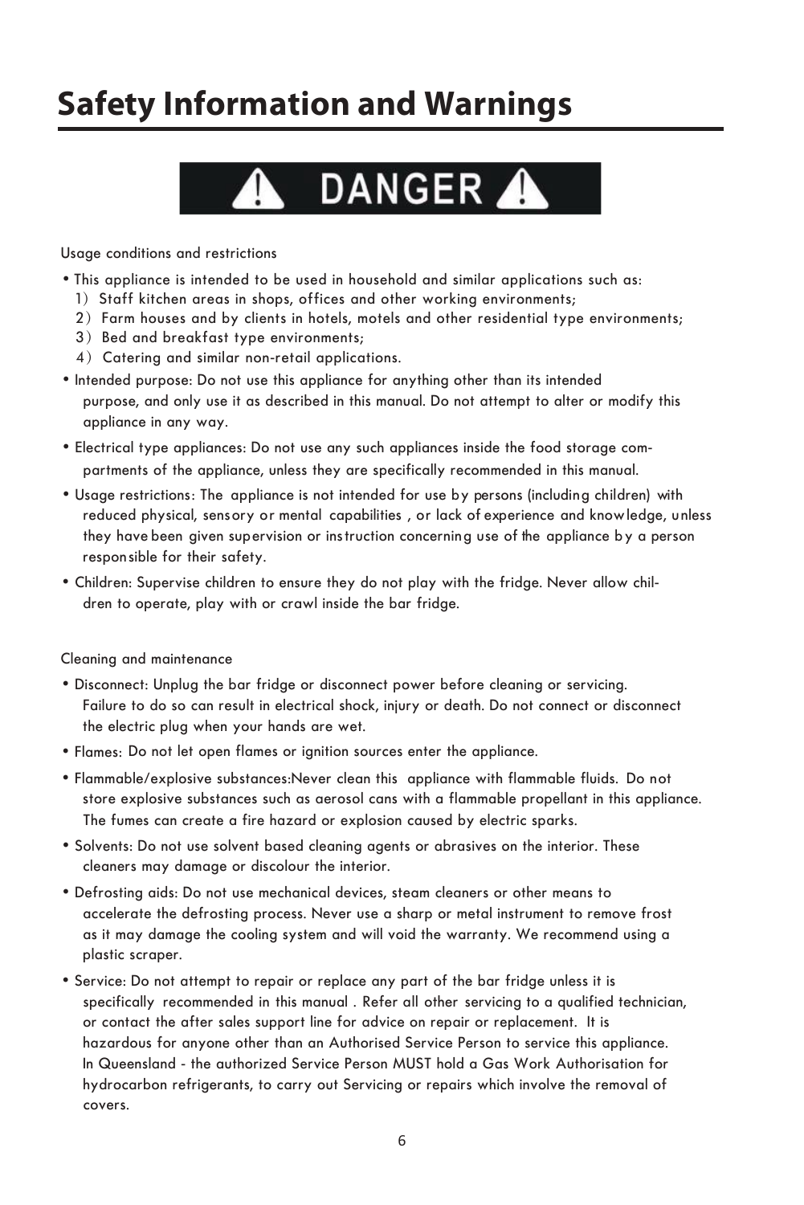# Safety Information and Warnings

**⚠ DANGER ⚠**

Usage conditions and restrictions

- This appliance is intended to be used in household and similar applications such as:
  1) Staff kitchen areas in shops, offices and other working environments;
  2) Farm houses and by clients in hotels, motels and other residential type environments;
  3) Bed and breakfast type environments;
  4) Catering and similar non-retail applications.
- Intended purpose: Do not use this appliance for anything other than its intended purpose, and only use it as described in this manual. Do not attempt to alter or modify this appliance in any way.
- Electrical type appliances: Do not use any such appliances inside the food storage compartments of the appliance, unless they are specifically recommended in this manual.
- Usage restrictions: The appliance is not intended for use by persons (including children) with reduced physical, sensory or mental capabilities , or lack of experience and knowledge, unless they have been given supervision or instruction concerning use of the appliance by a person responsible for their safety.
- Children: Supervise children to ensure they do not play with the fridge. Never allow children to operate, play with or crawl inside the bar fridge.

Cleaning and maintenance

- Disconnect: Unplug the bar fridge or disconnect power before cleaning or servicing. Failure to do so can result in electrical shock, injury or death. Do not connect or disconnect the electric plug when your hands are wet.
- Flames: Do not let open flames or ignition sources enter the appliance.
- Flammable/explosive substances:Never clean this appliance with flammable fluids. Do not store explosive substances such as aerosol cans with a flammable propellant in this appliance. The fumes can create a fire hazard or explosion caused by electric sparks.
- Solvents: Do not use solvent based cleaning agents or abrasives on the interior. These cleaners may damage or discolour the interior.
- Defrosting aids: Do not use mechanical devices, steam cleaners or other means to accelerate the defrosting process. Never use a sharp or metal instrument to remove frost as it may damage the cooling system and will void the warranty. We recommend using a plastic scraper.
- Service: Do not attempt to repair or replace any part of the bar fridge unless it is specifically recommended in this manual . Refer all other servicing to a qualified technician, or contact the after sales support line for advice on repair or replacement. It is hazardous for anyone other than an Authorised Service Person to service this appliance. In Queensland - the authorized Service Person MUST hold a Gas Work Authorisation for hydrocarbon refrigerants, to carry out Servicing or repairs which involve the removal of covers.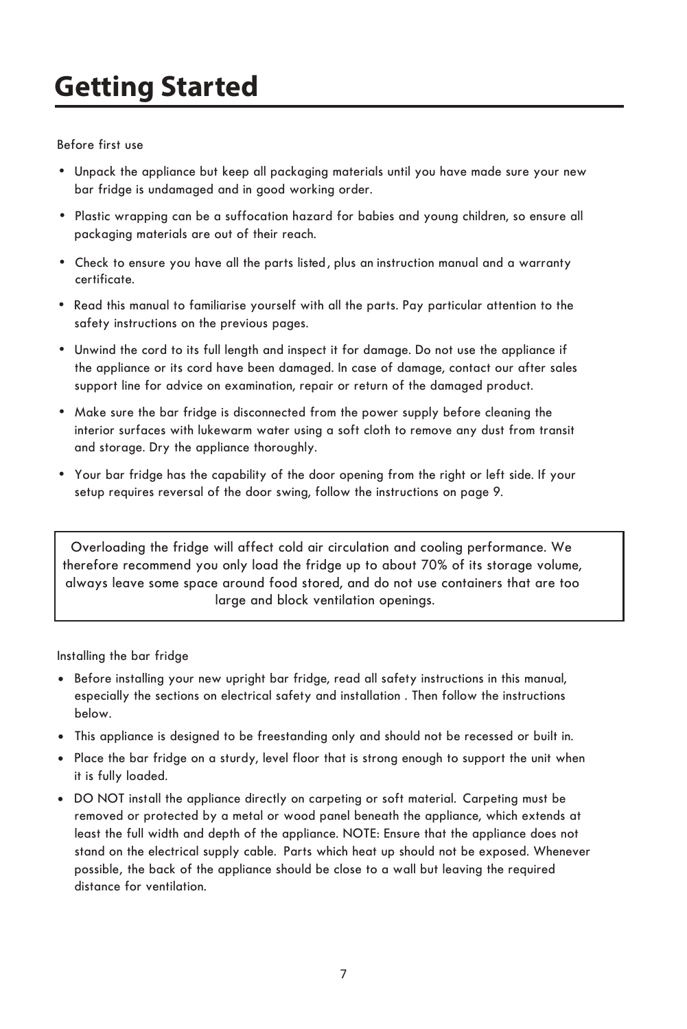# Getting Started

Before first use

- Unpack the appliance but keep all packaging materials until you have made sure your new bar fridge is undamaged and in good working order.
- Plastic wrapping can be a suffocation hazard for babies and young children, so ensure all packaging materials are out of their reach.
- Check to ensure you have all the parts listed, plus an instruction manual and a warranty certificate.
- Read this manual to familiarise yourself with all the parts. Pay particular attention to the safety instructions on the previous pages.
- Unwind the cord to its full length and inspect it for damage. Do not use the appliance if the appliance or its cord have been damaged. In case of damage, contact our after sales support line for advice on examination, repair or return of the damaged product.
- Make sure the bar fridge is disconnected from the power supply before cleaning the interior surfaces with lukewarm water using a soft cloth to remove any dust from transit and storage. Dry the appliance thoroughly.
- Your bar fridge has the capability of the door opening from the right or left side. If your setup requires reversal of the door swing, follow the instructions on page 9.

> Overloading the fridge will affect cold air circulation and cooling performance. We therefore recommend you only load the fridge up to about 70% of its storage volume, always leave some space around food stored, and do not use containers that are too large and block ventilation openings.

Installing the bar fridge

- Before installing your new upright bar fridge, read all safety instructions in this manual, especially the sections on electrical safety and installation . Then follow the instructions below.
- This appliance is designed to be freestanding only and should not be recessed or built in.
- Place the bar fridge on a sturdy, level floor that is strong enough to support the unit when it is fully loaded.
- DO NOT install the appliance directly on carpeting or soft material. Carpeting must be removed or protected by a metal or wood panel beneath the appliance, which extends at least the full width and depth of the appliance. NOTE: Ensure that the appliance does not stand on the electrical supply cable. Parts which heat up should not be exposed. Whenever possible, the back of the appliance should be close to a wall but leaving the required distance for ventilation.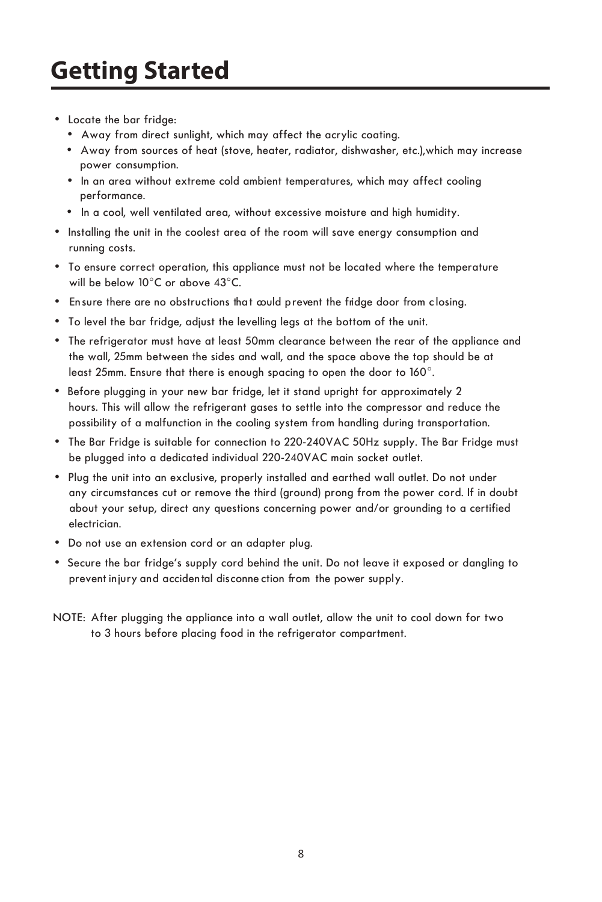# Getting Started

- Locate the bar fridge:
  - Away from direct sunlight, which may affect the acrylic coating.
  - Away from sources of heat (stove, heater, radiator, dishwasher, etc.),which may increase power consumption.
  - In an area without extreme cold ambient temperatures, which may affect cooling performance.
  - In a cool, well ventilated area, without excessive moisture and high humidity.
- Installing the unit in the coolest area of the room will save energy consumption and running costs.
- To ensure correct operation, this appliance must not be located where the temperature will be below 10°C or above 43°C.
- Ensure there are no obstructions that could prevent the fridge door from closing.
- To level the bar fridge, adjust the levelling legs at the bottom of the unit.
- The refrigerator must have at least 50mm clearance between the rear of the appliance and the wall, 25mm between the sides and wall, and the space above the top should be at least 25mm. Ensure that there is enough spacing to open the door to 160°.
- Before plugging in your new bar fridge, let it stand upright for approximately 2 hours. This will allow the refrigerant gases to settle into the compressor and reduce the possibility of a malfunction in the cooling system from handling during transportation.
- The Bar Fridge is suitable for connection to 220-240VAC 50Hz supply. The Bar Fridge must be plugged into a dedicated individual 220-240VAC main socket outlet.
- Plug the unit into an exclusive, properly installed and earthed wall outlet. Do not under any circumstances cut or remove the third (ground) prong from the power cord. If in doubt about your setup, direct any questions concerning power and/or grounding to a certified electrician.
- Do not use an extension cord or an adapter plug.
- Secure the bar fridge's supply cord behind the unit. Do not leave it exposed or dangling to prevent injury and accidental disconnection from the power supply.

NOTE: After plugging the appliance into a wall outlet, allow the unit to cool down for two to 3 hours before placing food in the refrigerator compartment.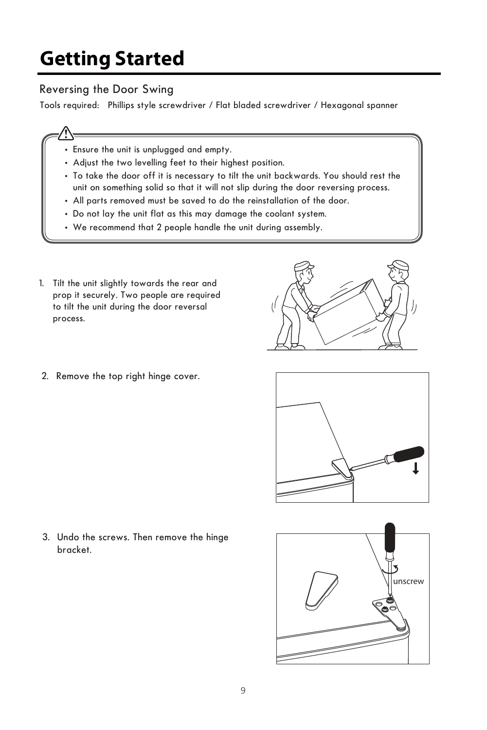# Getting Started

## Reversing the Door Swing

Tools required: Phillips style screwdriver / Flat bladded screwdriver / Hexagonal spanner

- Ensure the unit is unplugged and empty.
- Adjust the two levelling feet to their highest position.
- To take the door off it is necessary to tilt the unit backwards. You should rest the unit on something solid so that it will not slip during the door reversing process.
- All parts removed must be saved to do the reinstallation of the door.
- Do not lay the unit flat as this may damage the coolant system.
- We recommend that 2 people handle the unit during assembly.

1. Tilt the unit slightly towards the rear and prop it securely. Two people are required to tilt the unit during the door reversal process.

2. Remove the top right hinge cover.

3. Undo the screws. Then remove the hinge bracket.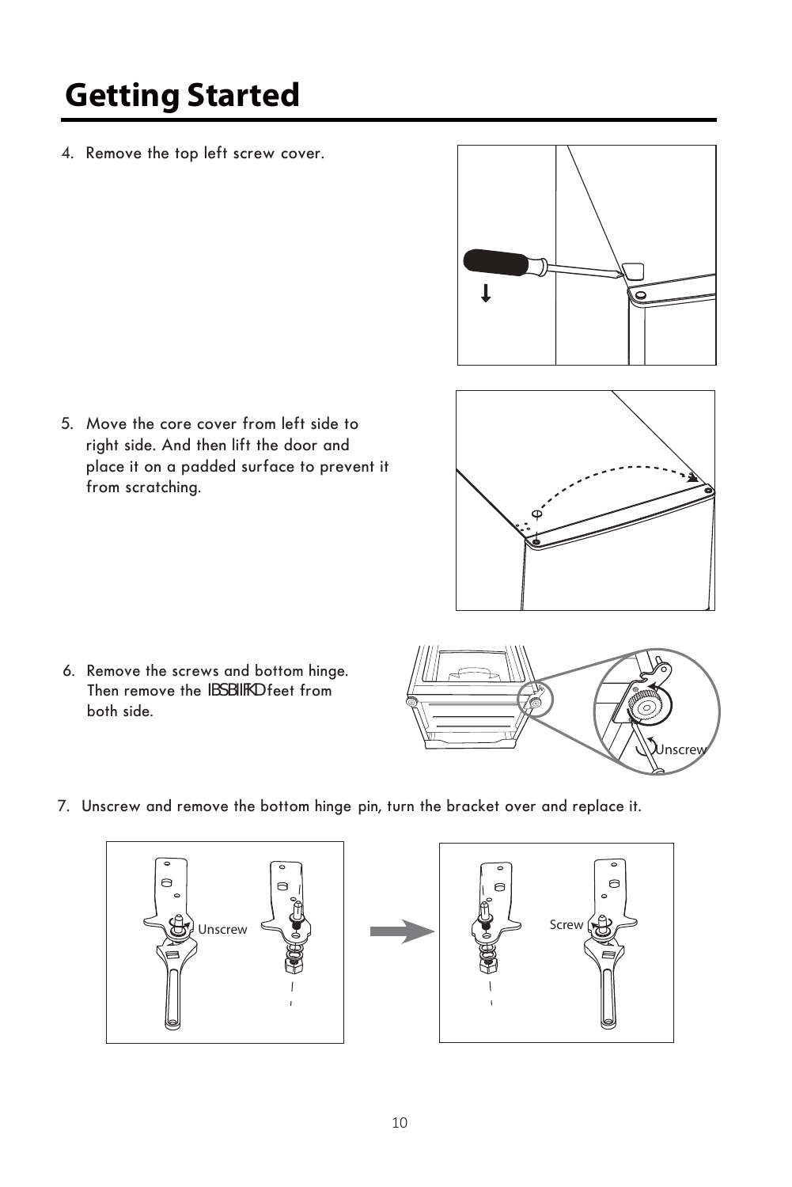# Getting Started

4. Remove the top left screw cover.

5. Move the core cover from left side to right side. And then lift the door and place it on a padded surface to prevent it from scratching.

6. Remove the screws and bottom hinge. Then remove the IBSBIIFKD feet from both side.

7. Unscrew and remove the bottom hinge pin, turn the bracket over and replace it.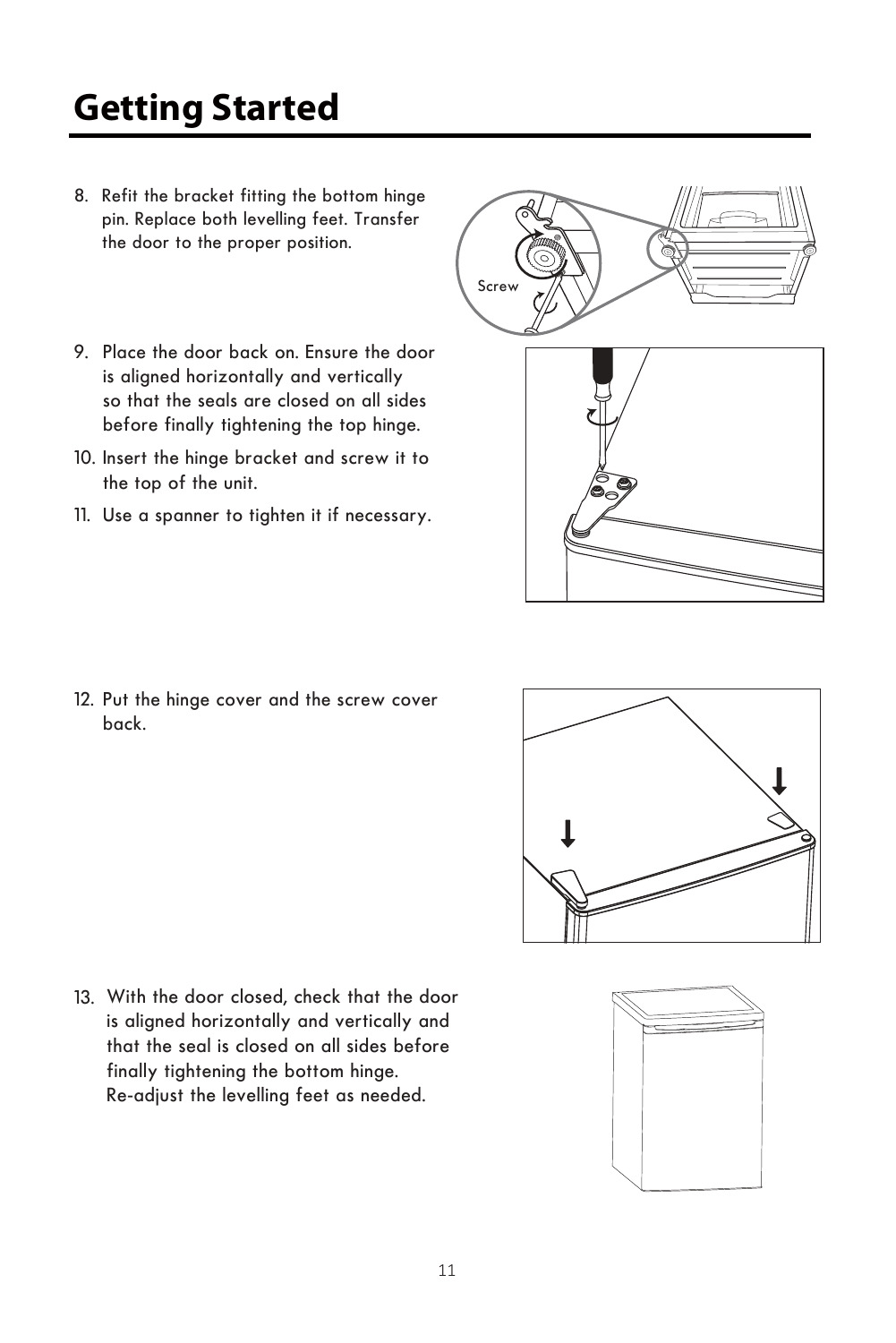# Getting Started

8. Refit the bracket fitting the bottom hinge pin. Replace both levelling feet. Transfer the door to the proper position.

Screw

9. Place the door back on. Ensure the door is aligned horizontally and vertically so that the seals are closed on all sides before finally tightening the top hinge.
10. Insert the hinge bracket and screw it to the top of the unit.
11. Use a spanner to tighten it if necessary.

12. Put the hinge cover and the screw cover back.

13. With the door closed, check that the door is aligned horizontally and vertically and that the seal is closed on all sides before finally tightening the bottom hinge. Re-adjust the levelling feet as needed.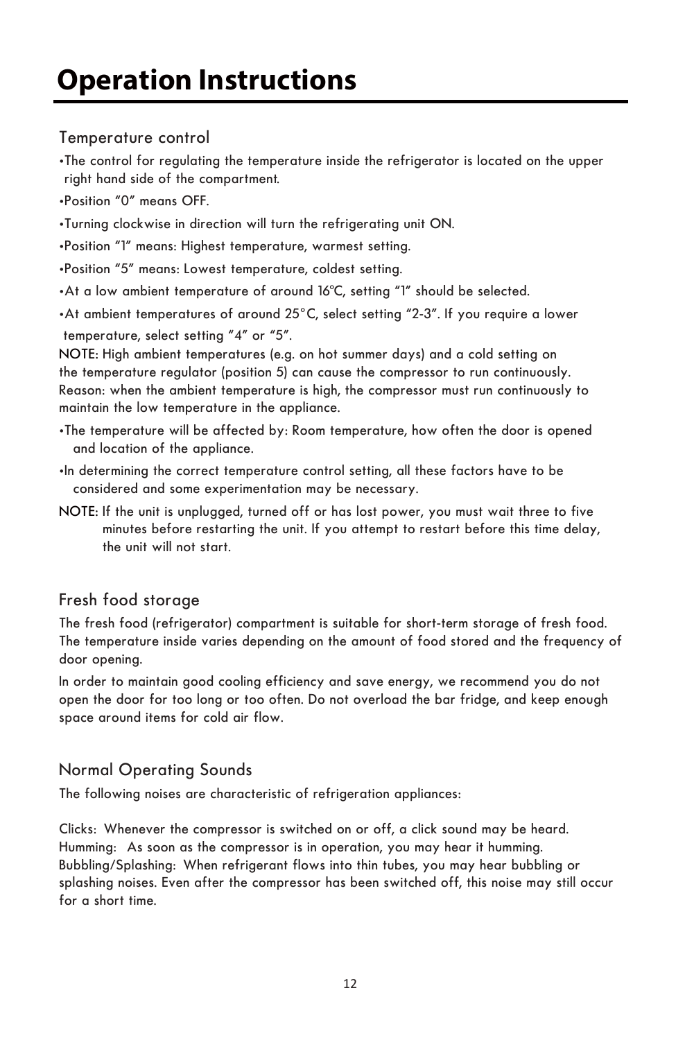# Operation Instructions

## Temperature control

- The control for regulating the temperature inside the refrigerator is located on the upper right hand side of the compartment.
- Position "0" means OFF.
- Turning clockwise in direction will turn the refrigerating unit ON.
- Position "1" means: Highest temperature, warmest setting.
- Position "5" means: Lowest temperature, coldest setting.
- At a low ambient temperature of around 16℃, setting "1" should be selected.
- At ambient temperatures of around 25°C, select setting "2-3". If you require a lower temperature, select setting "4" or "5".

NOTE: High ambient temperatures (e.g. on hot summer days) and a cold setting on the temperature regulator (position 5) can cause the compressor to run continuously. Reason: when the ambient temperature is high, the compressor must run continuously to maintain the low temperature in the appliance.

- The temperature will be affected by: Room temperature, how often the door is opened and location of the appliance.
- In determining the correct temperature control setting, all these factors have to be considered and some experimentation may be necessary.

NOTE: If the unit is unplugged, turned off or has lost power, you must wait three to five minutes before restarting the unit. If you attempt to restart before this time delay, the unit will not start.

## Fresh food storage

The fresh food (refrigerator) compartment is suitable for short-term storage of fresh food. The temperature inside varies depending on the amount of food stored and the frequency of door opening.

In order to maintain good cooling efficiency and save energy, we recommend you do not open the door for too long or too often. Do not overload the bar fridge, and keep enough space around items for cold air flow.

## Normal Operating Sounds

The following noises are characteristic of refrigeration appliances:

Clicks: Whenever the compressor is switched on or off, a click sound may be heard.
Humming: As soon as the compressor is in operation, you may hear it humming.
Bubbling/Splashing: When refrigerant flows into thin tubes, you may hear bubbling or splashing noises. Even after the compressor has been switched off, this noise may still occur for a short time.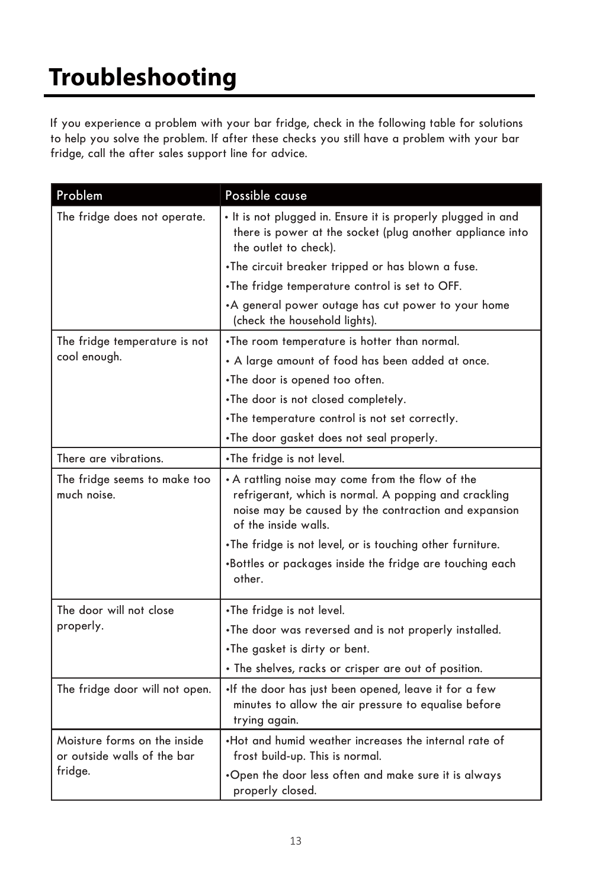# Troubleshooting

If you experience a problem with your bar fridge, check in the following table for solutions to help you solve the problem. If after these checks you still have a problem with your bar fridge, call the after sales support line for advice.

| Problem | Possible cause |
|---|---|
| The fridge does not operate. | • It is not plugged in. Ensure it is properly plugged in and there is power at the socket (plug another appliance into the outlet to check).<br>•The circuit breaker tripped or has blown a fuse.<br>•The fridge temperature control is set to OFF.<br>•A general power outage has cut power to your home (check the household lights). |
| The fridge temperature is not cool enough. | •The room temperature is hotter than normal.<br>• A large amount of food has been added at once.<br>•The door is opened too often.<br>•The door is not closed completely.<br>•The temperature control is not set correctly.<br>•The door gasket does not seal properly. |
| There are vibrations. | •The fridge is not level. |
| The fridge seems to make too much noise. | • A rattling noise may come from the flow of the refrigerant, which is normal. A popping and crackling noise may be caused by the contraction and expansion of the inside walls.<br>•The fridge is not level, or is touching other furniture.<br>•Bottles or packages inside the fridge are touching each other. |
| The door will not close properly. | •The fridge is not level.<br>•The door was reversed and is not properly installed.<br>•The gasket is dirty or bent.<br>• The shelves, racks or crisper are out of position. |
| The fridge door will not open. | •If the door has just been opened, leave it for a few minutes to allow the air pressure to equalise before trying again. |
| Moisture forms on the inside or outside walls of the bar fridge. | •Hot and humid weather increases the internal rate of frost build-up. This is normal.<br>•Open the door less often and make sure it is always properly closed. |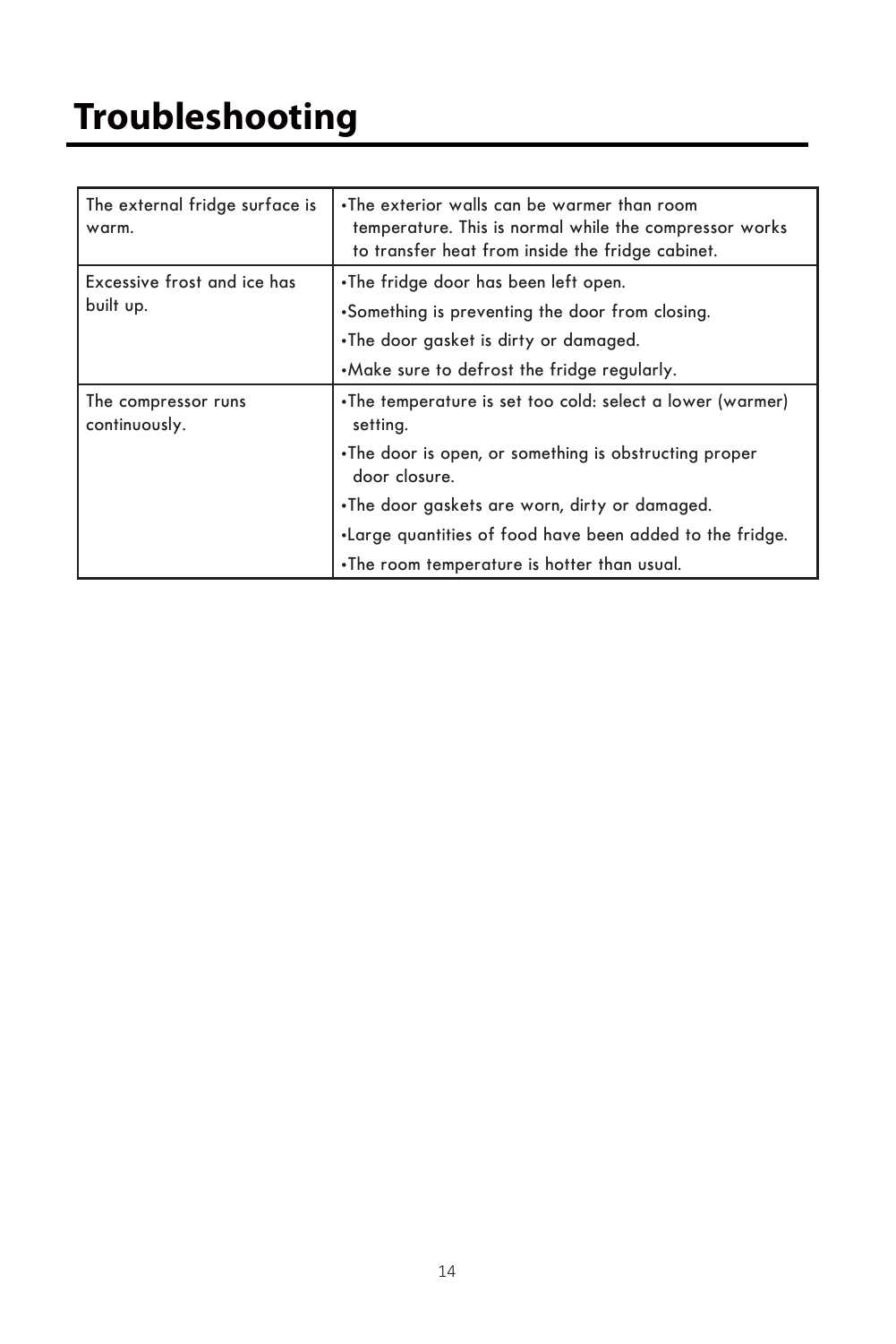# Troubleshooting

| | |
|---|---|
| The external fridge surface is warm. | •The exterior walls can be warmer than room temperature. This is normal while the compressor works to transfer heat from inside the fridge cabinet. |
| Excessive frost and ice has built up. | •The fridge door has been left open.<br>•Something is preventing the door from closing.<br>•The door gasket is dirty or damaged.<br>•Make sure to defrost the fridge regularly. |
| The compressor runs continuously. | •The temperature is set too cold: select a lower (warmer) setting.<br>•The door is open, or something is obstructing proper door closure.<br>•The door gaskets are worn, dirty or damaged.<br>•Large quantities of food have been added to the fridge.<br>•The room temperature is hotter than usual. |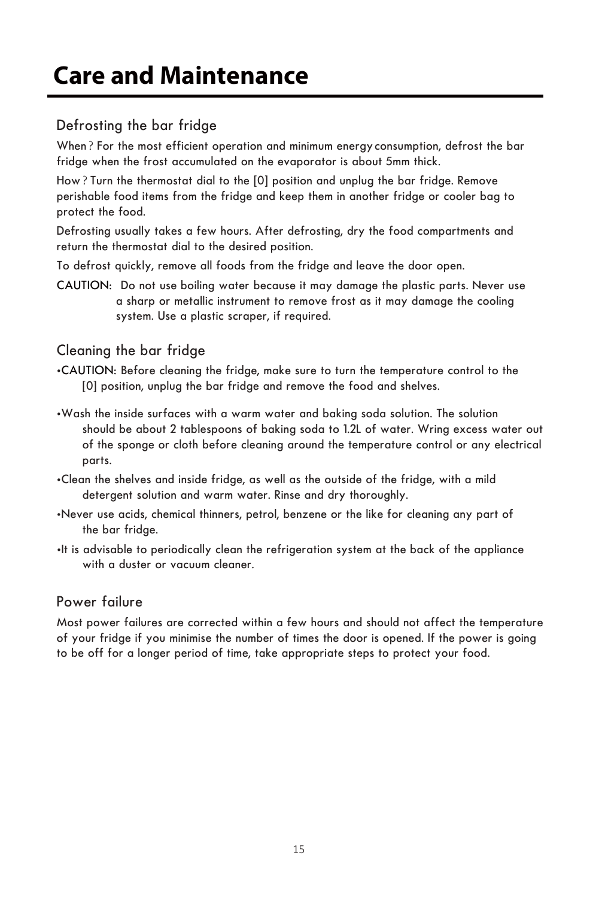# Care and Maintenance

## Defrosting the bar fridge

When ? For the most efficient operation and minimum energy consumption, defrost the bar fridge when the frost accumulated on the evaporator is about 5mm thick.

How ? Turn the thermostat dial to the [0] position and unplug the bar fridge. Remove perishable food items from the fridge and keep them in another fridge or cooler bag to protect the food.

Defrosting usually takes a few hours. After defrosting, dry the food compartments and return the thermostat dial to the desired position.

To defrost quickly, remove all foods from the fridge and leave the door open.

CAUTION: Do not use boiling water because it may damage the plastic parts. Never use a sharp or metallic instrument to remove frost as it may damage the cooling system. Use a plastic scraper, if required.

## Cleaning the bar fridge

- CAUTION: Before cleaning the fridge, make sure to turn the temperature control to the [0] position, unplug the bar fridge and remove the food and shelves.
- Wash the inside surfaces with a warm water and baking soda solution. The solution should be about 2 tablespoons of baking soda to 1.2L of water. Wring excess water out of the sponge or cloth before cleaning around the temperature control or any electrical parts.
- Clean the shelves and inside fridge, as well as the outside of the fridge, with a mild detergent solution and warm water. Rinse and dry thoroughly.
- Never use acids, chemical thinners, petrol, benzene or the like for cleaning any part of the bar fridge.
- It is advisable to periodically clean the refrigeration system at the back of the appliance with a duster or vacuum cleaner.

## Power failure

Most power failures are corrected within a few hours and should not affect the temperature of your fridge if you minimise the number of times the door is opened. If the power is going to be off for a longer period of time, take appropriate steps to protect your food.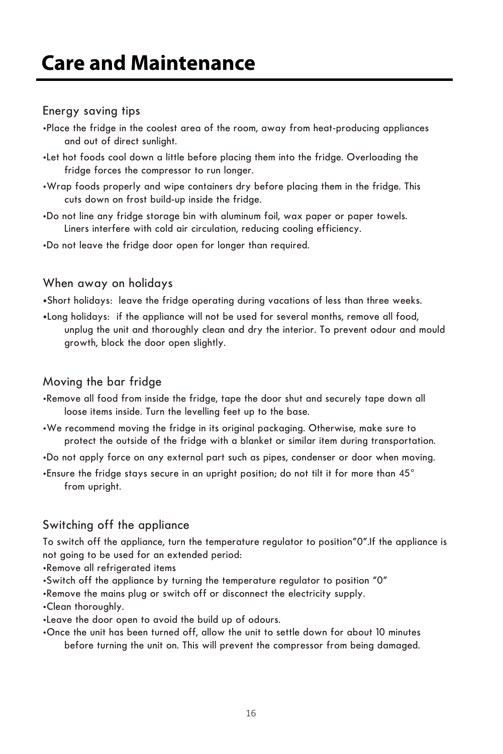# Care and Maintenance

## Energy saving tips

- Place the fridge in the coolest area of the room, away from heat-producing appliances and out of direct sunlight.
- Let hot foods cool down a little before placing them into the fridge. Overloading the fridge forces the compressor to run longer.
- Wrap foods properly and wipe containers dry before placing them in the fridge. This cuts down on frost build-up inside the fridge.
- Do not line any fridge storage bin with aluminum foil, wax paper or paper towels. Liners interfere with cold air circulation, reducing cooling efficiency.
- Do not leave the fridge door open for longer than required.

## When away on holidays

- Short holidays: leave the fridge operating during vacations of less than three weeks.
- Long holidays: if the appliance will not be used for several months, remove all food, unplug the unit and thoroughly clean and dry the interior. To prevent odour and mould growth, block the door open slightly.

## Moving the bar fridge

- Remove all food from inside the fridge, tape the door shut and securely tape down all loose items inside. Turn the levelling feet up to the base.
- We recommend moving the fridge in its original packaging. Otherwise, make sure to protect the outside of the fridge with a blanket or similar item during transportation.
- Do not apply force on any external part such as pipes, condenser or door when moving.
- Ensure the fridge stays secure in an upright position; do not tilt it for more than 45° from upright.

## Switching off the appliance

To switch off the appliance, turn the temperature regulator to position"0".If the appliance is not going to be used for an extended period:

- Remove all refrigerated items
- Switch off the appliance by turning the temperature regulator to position "0"
- Remove the mains plug or switch off or disconnect the electricity supply.
- Clean thoroughly.
- Leave the door open to avoid the build up of odours.
- Once the unit has been turned off, allow the unit to settle down for about 10 minutes before turning the unit on. This will prevent the compressor from being damaged.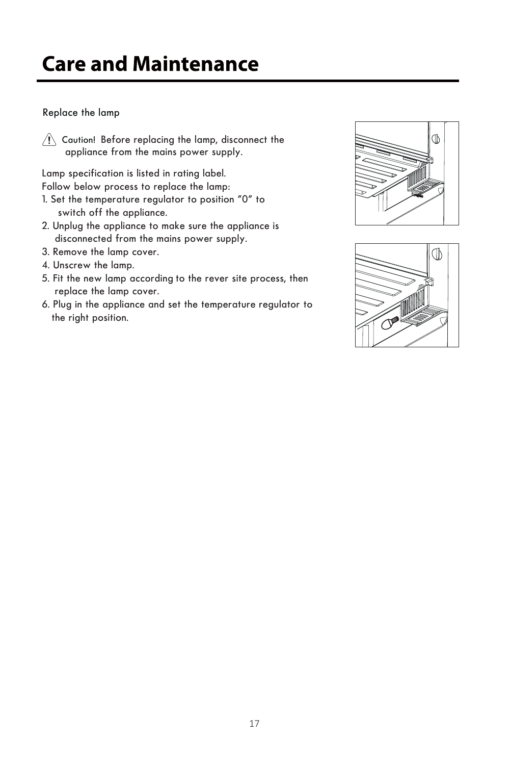# Care and Maintenance

Replace the lamp

⚠ Caution! Before replacing the lamp, disconnect the appliance from the mains power supply.

Lamp specification is listed in rating label.
Follow below process to replace the lamp:

1. Set the temperature regulator to position "0" to switch off the appliance.
2. Unplug the appliance to make sure the appliance is disconnected from the mains power supply.
3. Remove the lamp cover.
4. Unscrew the lamp.
5. Fit the new lamp according to the rever site process, then replace the lamp cover.
6. Plug in the appliance and set the temperature regulator to the right position.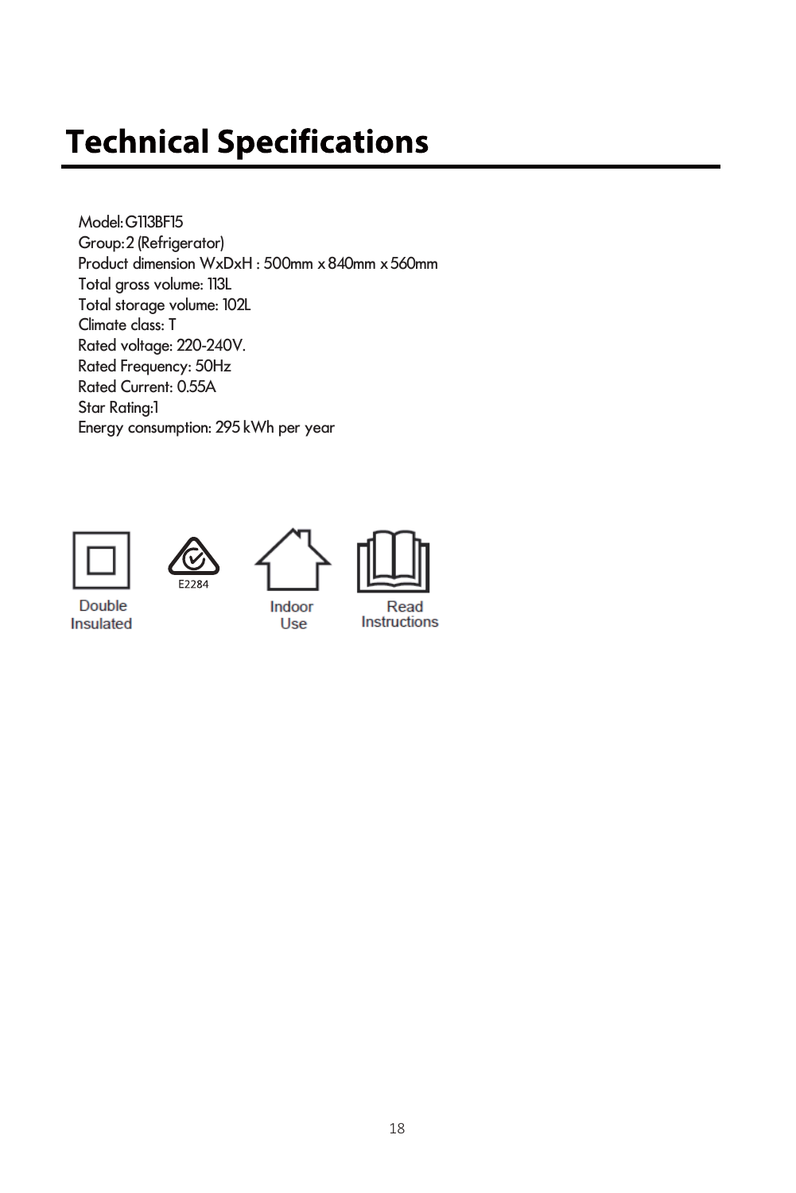# Technical Specifications

Model: G113BF15
Group: 2 (Refrigerator)
Product dimension WxDxH : 500mm x 840mm x 560mm
Total gross volume: 113L
Total storage volume: 102L
Climate class: T
Rated voltage: 220-240V.
Rated Frequency: 50Hz
Rated Current: 0.55A
Star Rating:1
Energy consumption: 295 kWh per year

Double Insulated

E2284

Indoor Use

Read Instructions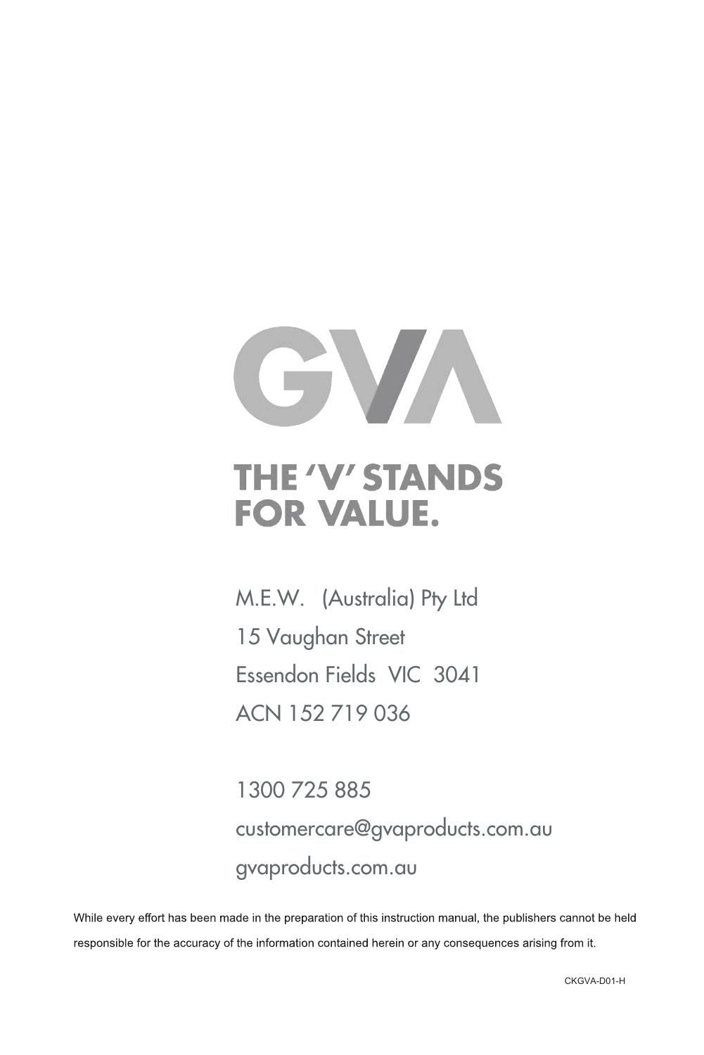GVA

THE 'V' STANDS FOR VALUE.

M.E.W. (Australia) Pty Ltd
15 Vaughan Street
Essendon Fields VIC 3041
ACN 152 719 036

1300 725 885
customercare@gvaproducts.com.au
gvaproducts.com.au

While every effort has been made in the preparation of this instruction manual, the publishers cannot be held responsible for the accuracy of the information contained herein or any consequences arising from it.

CKGVA-D01-H